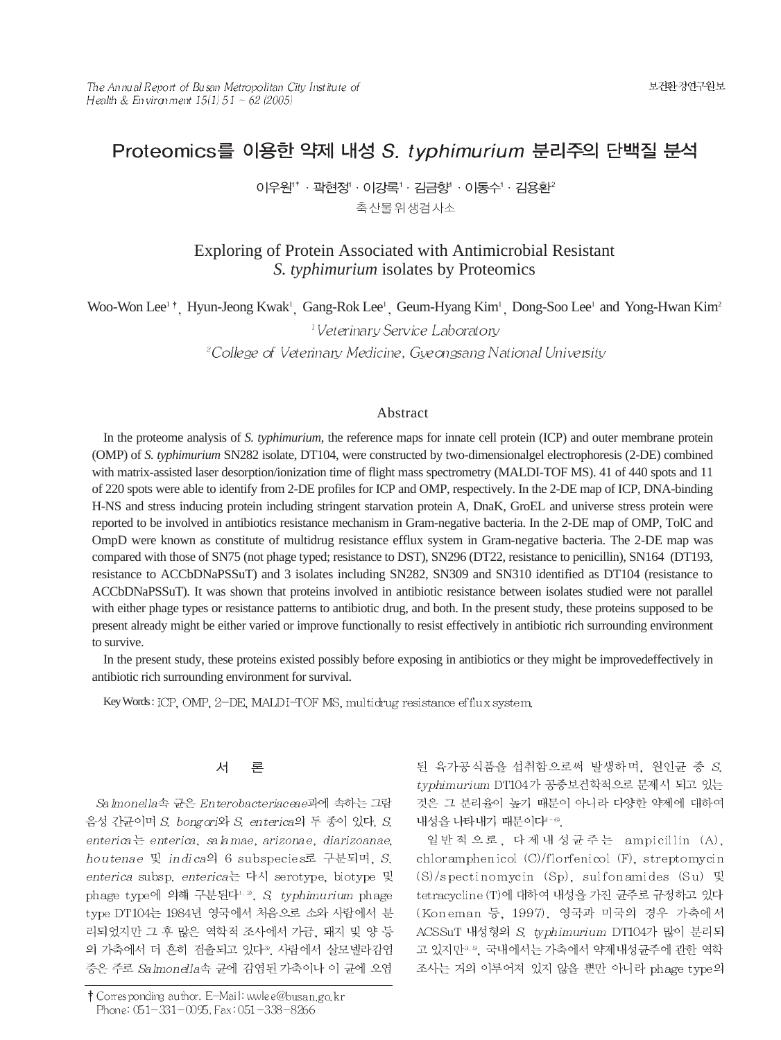# Proteomics를 이용한 약제 내성 *S. typhimurium* 분리주의 단백질 분석

이우원[1†] · 곽현정[1] · 이강록[1] · 김금향[1] · 이동수[1] · 김용환[2]

축산물위생검사소

## Exploring of Protein Associated with Antimicrobial Resistant *S. typhimurium* isolates by Proteomics

Woo-Won Lee[1†], Hyun-Jeong Kwak[1], Gang-Rok Lee[1], Geum-Hyang Kim[1], Dong-Soo Lee[1] and Yong-Hwan Kim[2]

[1] *Veterinary Service Laboratory*

[2] *College of Veterinary Medicine, Gyeongsang National University*

### Abstract

In the proteome analysis of *S. typhimurium*, the reference maps for innate cell protein (ICP) and outer membrane protein (OMP) of *S. typhimurium* SN282 isolate, DT104, were constructed by two-dimensionalgel electrophoresis (2-DE) combined with matrix-assisted laser desorption/ionization time of flight mass spectrometry (MALDI-TOF MS). 41 of 440 spots and 11 of 220 spots were able to identify from 2-DE profiles for ICP and OMP, respectively. In the 2-DE map of ICP, DNA-binding H-NS and stress inducing protein including stringent starvation protein A, DnaK, GroEL and universe stress protein were reported to be involved in antibiotics resistance mechanism in Gram-negative bacteria. In the 2-DE map of OMP, TolC and OmpD were known as constitute of multidrug resistance efflux system in Gram-negative bacteria. The 2-DE map was compared with those of SN75 (not phage typed; resistance to DST), SN296 (DT22, resistance to penicillin), SN164 (DT193, resistance to ACCbDNaPSSuT) and 3 isolates including SN282, SN309 and SN310 identified as DT104 (resistance to ACCbDNaPSSuT). It was shown that proteins involved in antibiotic resistance between isolates studied were not parallel with either phage types or resistance patterns to antibiotic drug, and both. In the present study, these proteins supposed to be present already might be either varied or improve functionally to resist effectively in antibiotic rich surrounding environment to survive.

In the present study, these proteins existed possibly before exposing in antibiotics or they might be improvedeffectively in antibiotic rich surrounding environment for survival.

Key Words : ICP, OMP, 2-DE, MALDI-TOF MS, multidrug resistance efflux system.

## 서 론

*Salmonella*속 균은 *Enterobacteriaceae*과에 속하는 그람음성 간균이며 *S. bongori*와 *S. enterica*의 두 종이 있다. *S. enterica*는 *enterica*, *salamae*, *arizonae*, *diarizoanae*, *houtenae* 및 *indica*의 6 subspecies로 구분되며, *S. enterica* subsp. *enterica*는 다시 serotype, biotype 및 phage type에 의해 구분된다[1,2]. *S. typhimurium* phage type DT104는 1984년 영국에서 처음으로 소와 사람에서 분리되었지만 그 후 많은 역학적 조사에서 가금, 돼지 및 양 등의 가축에서 더 흔히 검출되고 있다[3]. 사람에서 살모넬라감염증은 주로 *Salmonella*속 균에 감염된 가축이나 이 균에 오염된 육가공식품을 섭취함으로써 발생하며, 원인균 중 *S. typhimurium* DT104가 공중보건학적으로 문제시 되고 있는 것은 그 분리율이 높기 때문이 아니라 다양한 약제에 대하여 내성을 나타내기 때문이다[4~6].

일반적으로, 다제내성균주는 ampicillin (A), chloramphenicol (C)/florfenicol (F), streptomycin (S)/spectinomycin (Sp), sulfonamides (Su) 및 tetracycline (T)에 대하여 내성을 가진 균주로 규정하고 있다 (Koneman 등, 1997). 영국과 미국의 경우 가축에서 ACSSuT 내성형의 *S. typhimurium* DT104가 많이 분리되고 있지만[3,5], 국내에서는 가축에서 약제내성균주에 관한 역학조사는 거의 이루어져 있지 않을 뿐만 아니라 phage type의

† Corresponding author. E-Mail: wwlee@busan.go.kr
Phone: 051-331-0095, Fax: 051-338-8266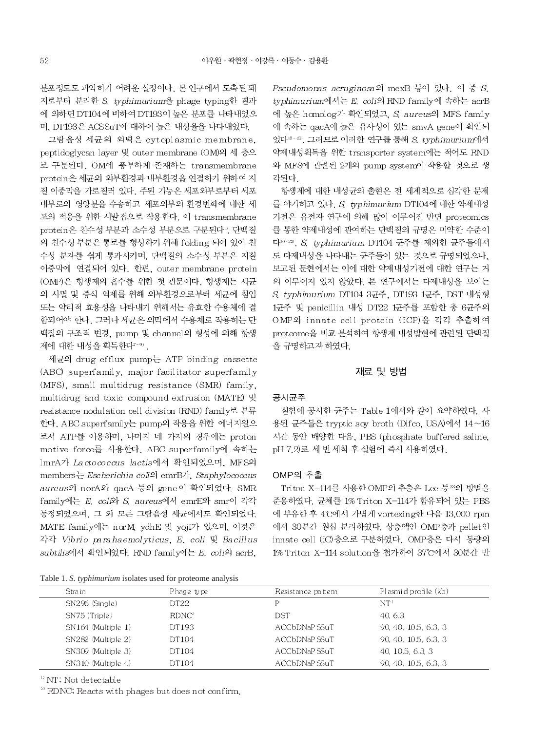분포정도도 파악하기 어려운 실정이다. 본 연구에서 도축된 돼지로부터 분리한 *S. typhimurium*을 phage typing한 결과에 의하면 DT104에 비하여 DT193이 높은 분포를 나타내었으며, DT193은 ACSSuT에 대하여 높은 내성율을 나타내었다.

그람음성 세균의 외벽은 cytoplasmic membrane, peptidoglycan layer 및 outer membrane (OM)의 세 층으로 구분된다. OM에 풍부하게 존재하는 transmembrane protein은 세균의 외부환경과 내부환경을 연결하기 위하여 지질 이중막을 가로질러 있다. 주된 기능은 세포외부로부터 세포내부로의 영양분을 수송하고 세포외부의 환경변화에 대한 세포의 적응을 위한 시발점으로 작용한다. 이 transmembrane protein은 친수성 부분과 소수성 부분으로 구분된다[1]. 단백질의 친수성 부분은 통로를 형성하기 위해 folding 되어 있어 친수성 분자를 쉽게 통과시키며, 단백질의 소수성 부분은 지질이중막에 연결되어 있다. 한편, outer membrane protein (OMP)은 항생제의 흡수를 위한 첫 관문이다. 항생제는 세균의 사멸 및 증식 억제를 위해 외부환경으로부터 세균에 침입 또는 약리적 효용성을 나타내기 위해서는 유효한 수용체에 결합되어야 한다. 그러나 세균은 외막에서 수용체로 작용하는 단백질의 구조적 변경, pump 및 channel의 형성에 의해 항생제에 대한 내성을 획득한다[7~9].

세균의 drug efflux pump는 ATP binding cassette (ABC) superfamily, major facilitator superfamily (MFS), small multidrug resistance (SMR) family, multidrug and toxic compound extrusion (MATE) 및 resistance nodulation cell division (RND) family로 분류한다. ABC superfamily는 pump의 작용을 위한 에너지원으로서 ATP를 이용하며, 나머지 네 가지의 경우에는 proton motive force를 사용한다. ABC superfamily에 속하는 lmrA가 *Lactococcus lactis*에서 확인되었으며, MFS의 members는 *Escherichia coli*의 emrB가, *Staphylococcus aureus*의 norA와 qacA 등의 gene이 확인되었다. SMR family에는 *E. coli*와 *S. aureus*에서 emrE와 smr이 각각 동정되었으며, 그 외 모든 그람음성 세균에서도 확인되었다. MATE family에는 norM, ydhE 및 yojI가 있으며, 이것은 각각 *Vibrio parahaemolyticus*, *E. coli* 및 *Bacillus subtilis*에서 확인되었다. RND family에는 *E. coli*의 acrB, *Pseudomonas aeruginosa*의 mexB 등이 있다. 이 중 *S. typhimurium*에서는 *E. coli*의 RND family에 속하는 acrB에 높은 homolog가 확인되었고, *S. aureus*의 MFS family에 속하는 qacA에 높은 유사성이 있는 smvA gene이 확인되었다[10~15]. 그러므로 이러한 연구를 통해 *S. typhimurium*에서 약제내성획득을 위한 transporter system에는 적어도 RND와 MFS에 관련된 2개의 pump system이 작용할 것으로 생각된다.

항생제에 대한 내성균의 출현은 전 세계적으로 심각한 문제를 야기하고 있다. *S. typhimurium* DT104에 대한 약제내성기전은 유전자 연구에 의해 많이 이루어진 반면 proteomics를 통한 약제내성에 관여하는 단백질의 규명은 미약한 수준이다[16~22]. *S. typhimurium* DT104 균주를 제외한 균주들에서도 다제내성을 나타내는 균주들이 있는 것으로 규명되었으나, 보고된 문헌에서는 이에 대한 약제내성기전에 대한 연구는 거의 이루어져 있지 않았다. 본 연구에서는 다제내성을 보이는 *S. typhimurium* DT104 3균주, DT193 1균주, DST 내성형 1균주 및 penicillin 내성 DT22 1균주를 포함한 총 6균주의 OMP와 innate cell protein (ICP)을 각각 추출하여 proteome을 비교 분석하여 항생제 내성발현에 관련된 단백질을 규명하고자 하였다.

## 재료 및 방법

### 공시균주

실험에 공시한 균주는 Table 1에서와 같이 요약하였다. 사용된 균주들은 tryptic soy broth (Difco, USA)에서 14~16 시간 동안 배양한 다음, PBS (phosphate buffered saline, pH 7.2)로 세 번 세척 후 실험에 즉시 사용하였다.

### OMP의 추출

Triton X-114를 사용한 OMP의 추출은 Lee 등[23]의 방법을 준용하였다. 균체를 1% Triton X-114가 함유되어 있는 PBS에 부유한 후 4℃에서 가볍게 vortexing한 다음 13,000 rpm에서 30분간 원심 분리하였다. 상층액인 OMP층과 pellet인 innate cell (IC)층으로 구분하였다. OMP층은 다시 동량의 1% Triton X-114 solution을 첨가하여 37℃에서 30분간 반

Table 1. *S. typhimurium* isolates used for proteome analysis

| Strain | Phage type | Resistance pattern | Plasmid profile (kb) |
|---|---|---|---|
| SN296 (Single) | DT22 | P | NT[1] |
| SN75 (Triple) | RDNC[2] | DST | 40, 6.3 |
| SN164 (Multiple 1) | DT193 | ACCbDNaPSSuT | 90, 40, 10.5, 6.3, 3 |
| SN282 (Multiple 2) | DT104 | ACCbDNaPSSuT | 90, 40, 10.5, 6.3, 3 |
| SN309 (Multiple 3) | DT104 | ACCbDNaPSSuT | 40, 10.5, 6.3, 3 |
| SN310 (Multiple 4) | DT104 | ACCbDNaPSSuT | 90, 40, 10.5, 6.3, 3 |

[1] NT; Not detectable

[2] RDNC; Reacts with phages but does not confirm.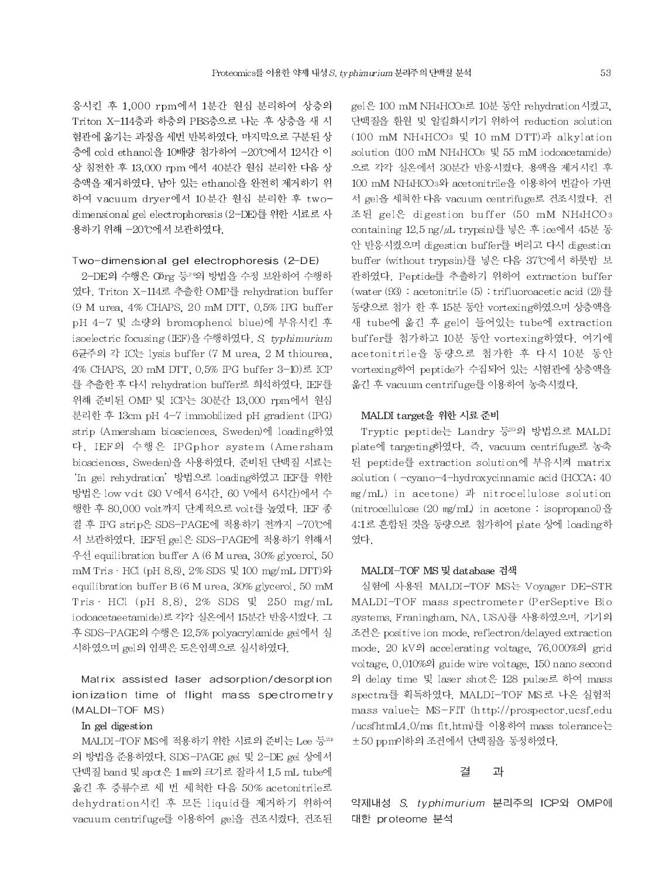응시킨 후 1,000 rpm에서 1분간 원심 분리하여 상층의 Triton X-114층과 하층의 PBS층으로 나눈 후 상층을 새 시험관에 옮기는 과정을 세번 반복하였다. 마지막으로 구분된 상층에 cold ethanol을 10배량 첨가하여 -20℃에서 12시간 이상 침전한 후 13,000 rpm 에서 40분간 원심 분리한 다음 상층액을 제거하였다. 남아 있는 ethanol을 완전히 제거하기 위하여 vacuum dryer에서 10분간 원심 분리한 후 two-dimensional gel electrophoresis (2-DE)를 위한 시료로 사용하기 위해 -20℃에서 보관하였다.

### Two-dimensional gel electrophoresis (2-DE)

2-DE의 수행은 Görg 등[24]의 방법을 수정 보완하여 수행하였다. Triton X-114로 추출한 OMP를 rehydration buffer (9 M urea, 4% CHAPS, 20 mM DTT, 0.5% IPG buffer pH 4-7 및 소량의 bromophenol blue)에 부유시킨 후 isoelectric focusing (IEF)을 수행하였다. *S. typhimurium* 6균주의 각 ICP는 lysis buffer (7 M urea, 2 M thiourea, 4% CHAPS, 20 mM DTT, 0.5% IPG buffer 3-10)로 ICP를 추출한 후 다시 rehydration buffer로 희석하였다. IEF를 위해 준비된 OMP 및 ICP는 30분간 13,000 rpm에서 원심분리한 후 13cm pH 4-7 immobilized pH gradient (IPG) strip (Amersham biosciences, Sweden)에 loading하였다. IEF의 수행은 IPGphor system (Amersham biosciences, Sweden)을 사용하였다. 준비된 단백질 시료는 'In gel rehydration' 방법으로 loading하였고 IEF를 위한 방법은 low volt (30 V에서 6시간, 60 V에서 6시간)에서 수행한 후 80,000 volt까지 단계적으로 volt를 높였다. IEF 종결 후 IPG strip은 SDS-PAGE에 적용하기 전까지 -70℃에서 보관하였다. IEF된 gel은 SDS-PAGE에 적용하기 위해서 우선 equilibration buffer A (6 M urea, 30% glycerol, 50 mM Tris · HCl (pH 8.8), 2% SDS 및 100 mg/mL DTT)와 equilibration buffer B (6 M urea, 30% glycerol, 50 mM Tris · HCl (pH 8.8), 2% SDS 및 250 mg/mL iodoacetaeetamide)로 각각 실온에서 15분간 반응시켰다. 그 후 SDS-PAGE의 수행은 12.5% polyacrylamide gel에서 실시하였으며 gel의 염색은 은염색으로 실시하였다.

### Matrix assisted laser adsorption/desorption ionization time of flight mass spectrometry (MALDI-TOF MS)

#### In gel digestion

MALDI-TOF MS에 적용하기 위한 시료의 준비는 Lee 등[22]의 방법을 준용하였다. SDS-PAGE gel 및 2-DE gel 상에서 단백질 band 및 spot은 1 ㎣의 크기로 잘라서 1.5 mL tube에 옮긴 후 증류수로 세 번 세척한 다음 50% acetonitrile로 dehydration시킨 후 모든 liquid를 제거하기 위하여 vacuum centrifuge를 이용하여 gel을 건조시켰다. 건조된 gel은 100 mM $NH_4HCO_3$로 10분 동안 rehydration시켰고, 단백질을 환원 및 알킬화시키기 위하여 reduction solution (100 mM $NH_4HCO_3$ 및 10 mM DTT)과 alkylation solution (100 mM $NH_4HCO_3$ 및 55 mM iodoacetamide)으로 각각 실온에서 30분간 반응시켰다. 용액을 제거시킨 후 100 mM $NH_4HCO_3$와 acetonitrile을 이용하여 번갈아 가면서 gel을 세척한 다음 vacuum centrifuge로 건조시켰다. 건조된 gel은 digestion buffer (50 mM $NH_4HCO_3$ containing 12.5 ng/μL trypsin)를 넣은 후 ice에서 45분 동안 반응시켰으며 digestion buffer를 버리고 다시 digestion buffer (without trypsin)를 넣은 다음 37℃에서 하룻밤 보관하였다. Peptide를 추출하기 위하여 extraction buffer (water (93) : acetonitrile (5) : trifluoroacetic acid (2))를 동량으로 첨가 한 후 15분 동안 vortexing하였으며 상층액을 새 tube에 옮긴 후 gel이 들어있는 tube에 extraction buffer를 첨가하고 10분 동안 vortexing하였다. 여기에 acetonitrile을 동량으로 첨가한 후 다시 10분 동안 vortexing하여 peptide가 수집되어 있는 시험관에 상층액을 옮긴 후 vacuum centrifuge를 이용하여 농축시켰다.

#### MALDI target을 위한 시료 준비

Tryptic peptide는 Landry 등[25]의 방법으로 MALDI plate에 targeting하였다. 즉, vacuum centrifuge로 농축된 peptide를 extraction solution에 부유시켜 matrix solution ( -cyano-4-hydroxycinnamic acid (HCCA; 40 ㎎/mL) in acetone) 과 nitrocellulose solution (nitrocellulose (20 ㎎/mL) in acetone : isopropanol)을 4:1로 혼합된 것을 동량으로 첨가하여 plate 상에 loading하였다.

#### MALDI-TOF MS 및 database 검색

실험에 사용된 MALDI-TOF MS는 Voyager DE-STR MALDI-TOF mass spectrometer (PerSeptive Bio systems, Franingham, NA, USA)를 사용하였으며, 기기의 조건은 positive ion mode, reflectron/delayed extraction mode, 20 kV의 accelerating voltage, 76.000%의 grid voltage, 0.010%의 guide wire voltage, 150 nano second의 delay time 및 laser shot은 128 pulse로 하여 mass spectra를 획득하였다. MALDI-TOF MS로 나온 실험적 mass value는 MS-FIT (http://prospector.ucsf.edu/ucsfhtml4.0/ms fit.htm)를 이용하여 mass tolerance는 ±50 ppm이하의 조건에서 단백질을 동정하였다.

## 결 과

### 약제내성 *S. typhimurium* 분리주의 ICP와 OMP에 대한 proteome 분석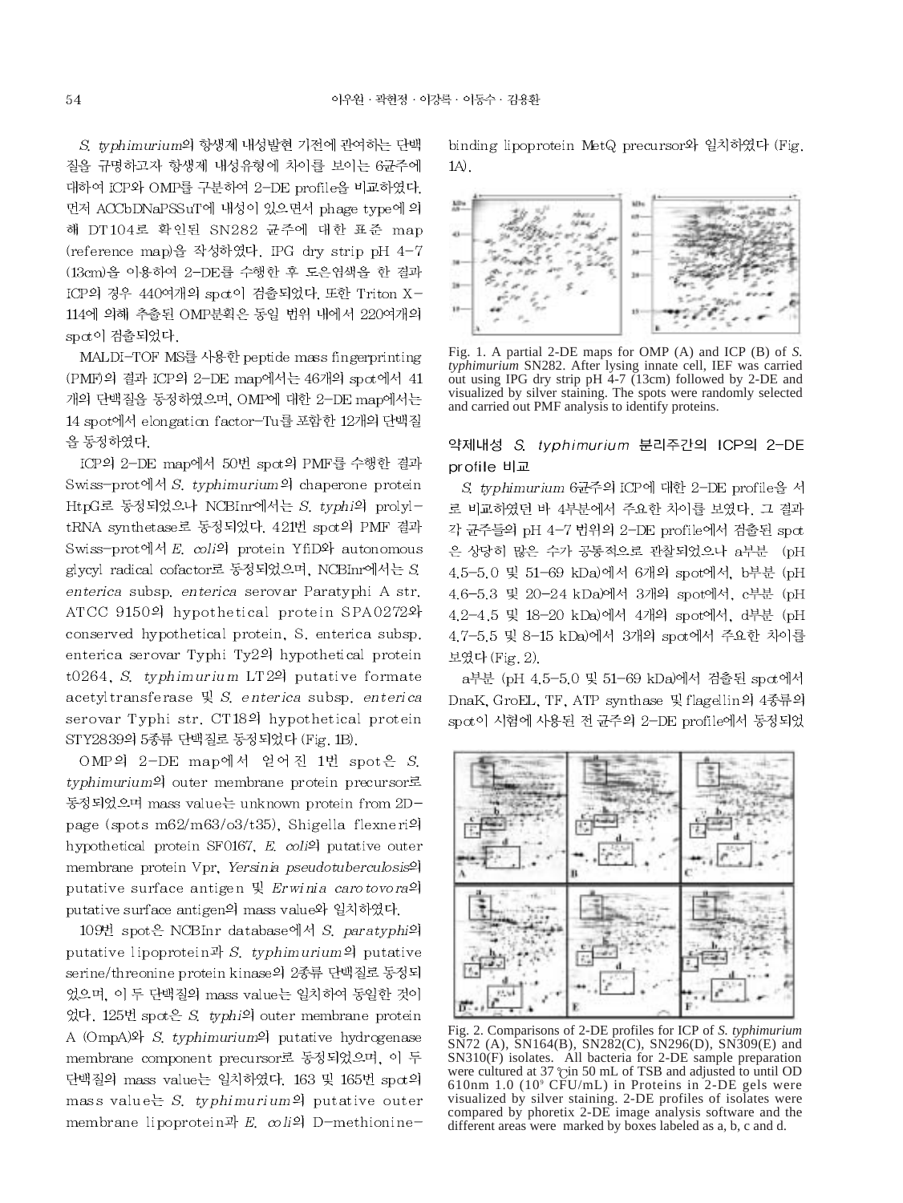*S. typhimurium*의 항생제 내성발현 기전에 관여하는 단백질을 규명하고자 항생제 내성유형에 차이를 보이는 6균주에 대하여 ICP와 OMP를 구분하여 2-DE profile을 비교하였다. 먼저 ACCbDNaPSSuT에 내성이 있으면서 phage type에 의해 DT104로 확인된 SN282 균주에 대한 표준 map (reference map)을 작성하였다. IPG dry strip pH 4-7 (13cm)을 이용하여 2-DE를 수행한 후 도은염색을 한 결과 ICP의 경우 440여개의 spot이 검출되었다. 또한 Triton X-114에 의해 추출된 OMP분획은 동일 범위 내에서 220여개의 spot이 검출되었다.

MALDI-TOF MS를 사용한 peptide mass fingerprinting (PMF)의 결과 ICP의 2-DE map에서는 46개의 spot에서 41개의 단백질을 동정하였으며, OMP에 대한 2-DE map에서는 14 spot에서 elongation factor-Tu를 포함한 12개의 단백질을 동정하였다.

ICP의 2-DE map에서 50번 spot의 PMF를 수행한 결과 Swiss-prot에서 *S. typhimurium*의 chaperone protein HtpG로 동정되었으나 NCBInr에서는 *S. typhi*의 prolyl-tRNA synthetase로 동정되었다. 421번 spot의 PMF 결과 Swiss-prot에서 *E. coli*의 protein YfiD와 autonomous glycyl radical cofactor로 동정되었으며, NCBInr에서는 *S. enterica* subsp. *enterica* serovar Paratyphi A str. ATCC 9150의 hypothetical protein SPA0272와 conserved hypothetical protein, S. enterica subsp. enterica serovar Typhi Ty2의 hypothetical protein t0264, *S. typhimurium* LT2의 putative formate acetyltransferase 및 *S. enterica* subsp. *enterica* serovar Typhi str. CT18의 hypothetical protein STY2839의 5종류 단백질로 동정되었다 (Fig. 1B).

OMP의 2-DE map에서 얻어진 1번 spot은 *S. typhimurium*의 outer membrane protein precursor로 동정되었으며 mass value는 unknown protein from 2D-page (spots m62/m63/o3/t35), Shigella flexneri의 hypothetical protein SF0167, *E. coli*의 putative outer membrane protein Vpr, *Yersinia pseudotuberculosis*의 putative surface antigen 및 *Erwinia carotovora*의 putative surface antigen의 mass value와 일치하였다.

109번 spot은 NCBInr database에서 *S. paratyphi*의 putative lipoprotein과 *S. typhimurium*의 putative serine/threonine protein kinase의 2종류 단백질로 동정되었으며, 이 두 단백질의 mass value는 일치하여 동일한 것이었다. 125번 spot은 *S. typhi*의 outer membrane protein A (OmpA)와 *S. typhimurium*의 putative hydrogenase membrane component precursor로 동정되었으며, 이 두 단백질의 mass value는 일치하였다. 163 및 165번 spot의 mass value는 *S. typhimurium*의 putative outer membrane lipoprotein과 *E. coli*의 D-methionine-binding lipoprotein MetQ precursor와 일치하였다 (Fig. 1A).

Fig. 1. A partial 2-DE maps for OMP (A) and ICP (B) of *S. typhimurium* SN282. After lysing innate cell, IEF was carried out using IPG dry strip pH 4-7 (13cm) followed by 2-DE and visualized by silver staining. The spots were randomly selected and carried out PMF analysis to identify proteins.

### 약제내성 *S. typhimurium* 분리주간의 ICP의 2-DE profile 비교

*S. typhimurium* 6균주의 ICP에 대한 2-DE profile을 서로 비교하였던 바 4부분에서 주요한 차이를 보였다. 그 결과 각 균주들의 pH 4-7 범위의 2-DE profile에서 검출된 spot은 상당히 많은 수가 공통적으로 관찰되었으나 a부분 (pH 4.5-5.0 및 51-69 kDa)에서 6개의 spot에서, b부분 (pH 4.6-5.3 및 20-24 kDa)에서 3개의 spot에서, c부분 (pH 4.2-4.5 및 18-20 kDa)에서 4개의 spot에서, d부분 (pH 4.7-5.5 및 8-15 kDa)에서 3개의 spot에서 주요한 차이를 보였다 (Fig. 2).

a부분 (pH 4.5-5.0 및 51-69 kDa)에서 검출된 spot에서 DnaK, GroEL, TF, ATP synthase 및 flagellin의 4종류의 spot이 시험에 사용된 전 균주의 2-DE profile에서 동정되었

Fig. 2. Comparisons of 2-DE profiles for ICP of *S. typhimurium* SN72 (A), SN164(B), SN282(C), SN296(D), SN309(E) and SN310(F) isolates. All bacteria for 2-DE sample preparation were cultured at 37 ℃ in 50 mL of TSB and adjusted to until OD 610nm 1.0 ($10^9$ CFU/mL) in Proteins in 2-DE gels were visualized by silver staining. 2-DE profiles of isolates were compared by phoretix 2-DE image analysis software and the different areas were marked by boxes labeled as a, b, c and d.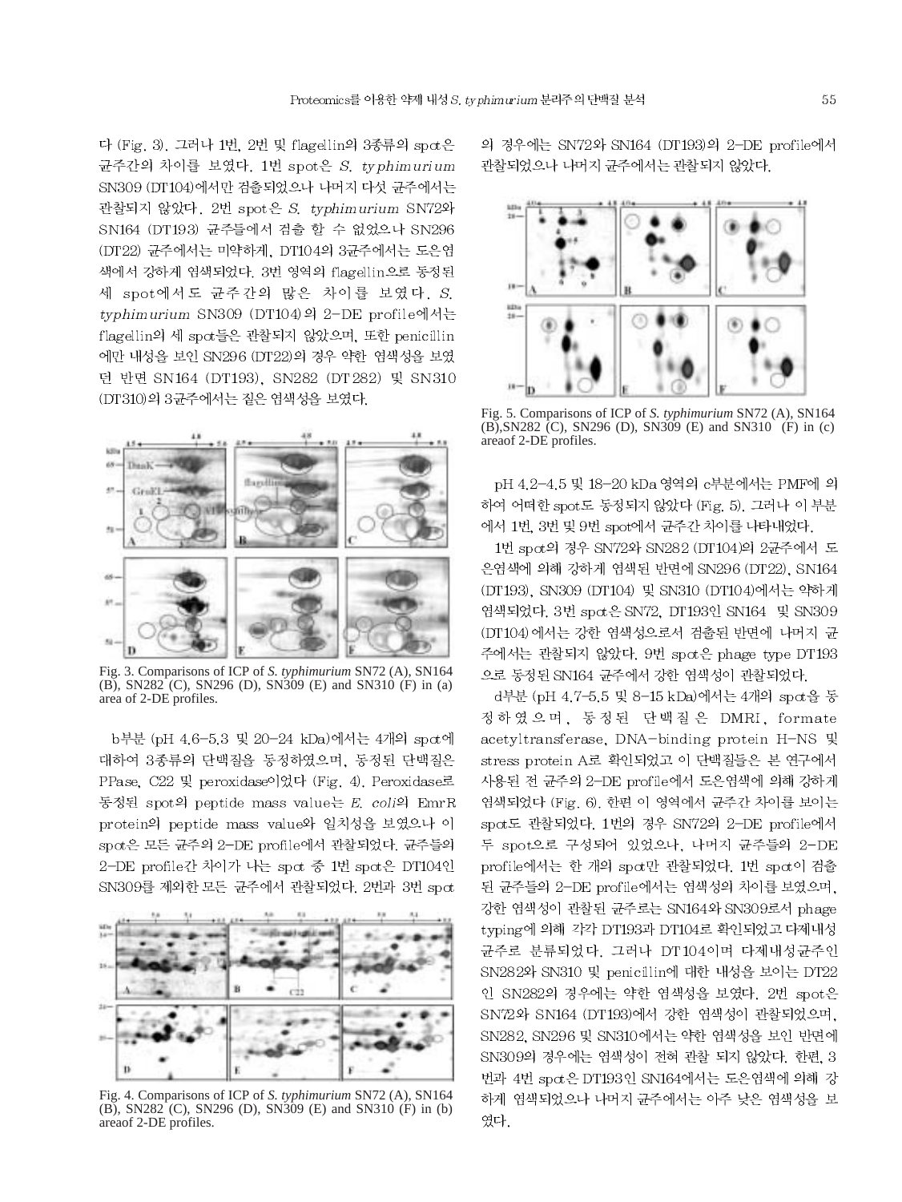다 (Fig. 3). 그러나 1번, 2번 및 flagellin의 3종류의 spot은 균주간의 차이를 보였다. 1번 spot은 *S. typhimurium* SN309 (DT104)에서만 검출되었으나 나머지 다섯 균주에서는 관찰되지 않았다. 2번 spot은 *S. typhimurium* SN72와 SN164 (DT193) 균주들에서 검출 할 수 없었으나 SN296 (DT22) 균주에서는 미약하게, DT104의 3균주에서는 도은염색에서 강하게 염색되었다. 3번 영역의 flagellin으로 동정된 세 spot에서도 균주간의 많은 차이를 보였다. *S. typhimurium* SN309 (DT104)의 2-DE profile에서는 flagellin의 세 spot들은 관찰되지 않았으며, 또한 penicillin에만 내성을 보인 SN296 (DT22)의 경우 약한 염색성을 보였던 반면 SN164 (DT193), SN282 (DT282) 및 SN310 (DT310)의 3균주에서는 짙은 염색성을 보였다.

Fig. 3. Comparisons of ICP of *S. typhimurium* SN72 (A), SN164 (B), SN282 (C), SN296 (D), SN309 (E) and SN310 (F) in (a) area of 2-DE profiles.

b부분 (pH 4.6-5.3 및 20-24 kDa)에서는 4개의 spot에 대하여 3종류의 단백질을 동정하였으며, 동정된 단백질은 PPase, C22 및 peroxidase이었다 (Fig. 4). Peroxidase로 동정된 spot의 peptide mass value는 *E. coli*의 EmrR protein의 peptide mass value와 일치성을 보였으나 이 spot은 모든 균주의 2-DE profile에서 관찰되었다. 균주들의 2-DE profile간 차이가 나는 spot 중 1번 spot은 DT104인 SN309를 제외한 모든 균주에서 관찰되었다. 2번과 3번 spot의 경우에는 SN72와 SN164 (DT193)의 2-DE profile에서 관찰되었으나 나머지 균주에서는 관찰되지 않았다.

Fig. 4. Comparisons of ICP of *S. typhimurium* SN72 (A), SN164 (B), SN282 (C), SN296 (D), SN309 (E) and SN310 (F) in (b) areaof 2-DE profiles.

Fig. 5. Comparisons of ICP of *S. typhimurium* SN72 (A), SN164 (B),SN282 (C), SN296 (D), SN309 (E) and SN310 (F) in (c) areaof 2-DE profiles.

pH 4.2-4.5 및 18-20 kDa 영역의 c부분에서는 PMF에 의하여 어떠한 spot도 동정되지 않았다 (Fig. 5). 그러나 이 부분에서 1번, 3번 및 9번 spot에서 균주간 차이를 나타내었다.

1번 spot의 경우 SN72와 SN282 (DT104)의 2균주에서 도은염색에 의해 강하게 염색된 반면에 SN296 (DT22), SN164 (DT193), SN309 (DT104) 및 SN310 (DT104)에서는 약하게 염색되었다. 3번 spot은 SN72, DT193인 SN164 및 SN309 (DT104)에서는 강한 염색성으로서 검출된 반면에 나머지 균주에서는 관찰되지 않았다. 9번 spot은 phage type DT193으로 동정된 SN164 균주에서 강한 염색성이 관찰되었다.

d부분 (pH 4.7-5.5 및 8-15 kDa)에서는 4개의 spot을 동정하였으며, 동정된 단백질은 DMRI, formate acetyltransferase, DNA-binding protein H-NS 및 stress protein A로 확인되었고 이 단백질들은 본 연구에서 사용된 전 균주의 2-DE profile에서 도은염색에 의해 강하게 염색되었다 (Fig. 6). 한편 이 영역에서 균주간 차이를 보이는 spot도 관찰되었다. 1번의 경우 SN72의 2-DE profile에서 두 spot으로 구성되어 있었으나, 나머지 균주들의 2-DE profile에서는 한 개의 spot만 관찰되었다. 1번 spot이 검출된 균주들의 2-DE profile에서는 염색성의 차이를 보였으며, 강한 염색성이 관찰된 균주로는 SN164와 SN309로서 phage typing에 의해 각각 DT193과 DT104로 확인되었고 다제내성 균주로 분류되었다. 그러나 DT104이며 다제내성균주인 SN282와 SN310 및 penicillin에 대한 내성을 보이는 DT22인 SN282의 경우에는 약한 염색성을 보였다. 2번 spot은 SN72와 SN164 (DT193)에서 강한 염색성이 관찰되었으며, SN282, SN296 및 SN310에서는 약한 염색성을 보인 반면에 SN309의 경우에는 염색성이 전혀 관찰 되지 않았다. 한편, 3번과 4번 spot은 DT193인 SN164에서는 도은염색에 의해 강하게 염색되었으나 나머지 균주에서는 아주 낮은 염색성을 보였다.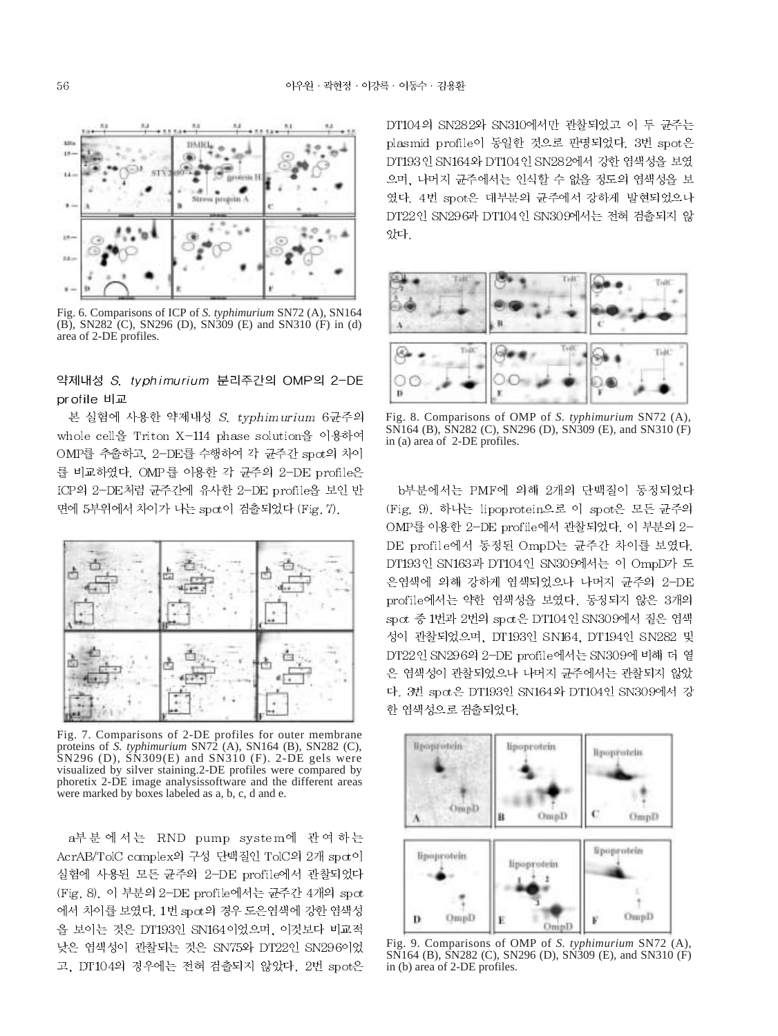Fig. 6. Comparisons of ICP of *S. typhimurium* SN72 (A), SN164 (B), SN282 (C), SN296 (D), SN309 (E) and SN310 (F) in (d) area of 2-DE profiles.

### 약제내성 *S. typhimurium* 분리주간의 OMP의 2-DE profile 비교

본 실험에 사용한 약제내성 *S. typhimurium* 6균주의 whole cell을 Triton X-114 phase solution을 이용하여 OMP를 추출하고, 2-DE를 수행하여 각 균주간 spot의 차이를 비교하였다. OMP를 이용한 각 균주의 2-DE profile은 ICP의 2-DE처럼 균주간에 유사한 2-DE profile을 보인 반면에 5부위에서 차이가 나는 spot이 검출되었다 (Fig. 7).

Fig. 7. Comparisons of 2-DE profiles for outer membrane proteins of *S. typhimurium* SN72 (A), SN164 (B), SN282 (C), SN296 (D), SN309(E) and SN310 (F). 2-DE gels were visualized by silver staining.2-DE profiles were compared by phoretix 2-DE image analysissoftware and the different areas were marked by boxes labeled as a, b, c, d and e.

a부분에서는 RND pump system에 관여하는 AcrAB/TolC complex의 구성 단백질인 TolC의 2개 spot이 실험에 사용된 모든 균주의 2-DE profile에서 관찰되었다 (Fig. 8). 이 부분의 2-DE profile에서는 균주간 4개의 spot에서 차이를 보였다. 1번 spot의 경우 도은염색에 강한 염색성을 보이는 것은 DT193인 SN164이었으며, 이것보다 비교적 낮은 염색성이 관찰되는 것은 SN75와 DT22인 SN296이었고, DT104의 경우에는 전혀 검출되지 않았다. 2번 spot은 DT104의 SN282와 SN310에서만 관찰되었고 이 두 균주는 plasmid profile이 동일한 것으로 판명되었다. 3번 spot은 DT193인 SN164와 DT104인 SN282에서 강한 염색성을 보였으며, 나머지 균주에서는 인식할 수 없을 정도의 염색성을 보였다. 4번 spot은 대부분의 균주에서 강하게 발현되었으나 DT22인 SN296과 DT104인 SN309에서는 전혀 검출되지 않았다.

Fig. 8. Comparisons of OMP of *S. typhimurium* SN72 (A), SN164 (B), SN282 (C), SN296 (D), SN309 (E), and SN310 (F) in (a) area of 2-DE profiles.

b부분에서는 PMF에 의해 2개의 단백질이 동정되었다 (Fig. 9). 하나는 lipoprotein으로 이 spot은 모든 균주의 OMP를 이용한 2-DE profile에서 관찰되었다. 이 부분의 2-DE profile에서 동정된 OmpD는 균주간 차이를 보였다. DT193인 SN163과 DT104인 SN309에서는 이 OmpD가 도은염색에 의해 강하게 염색되었으나 나머지 균주의 2-DE profile에서는 약한 염색성을 보였다. 동정되지 않은 3개의 spot 중 1번과 2번의 spot은 DT104인 SN309에서 짙은 염색성이 관찰되었으며, DT193인 SN164, DT194인 SN282 및 DT22인 SN296의 2-DE profile에서는 SN309에 비해 더 옅은 염색성이 관찰되었으나 나머지 균주에서는 관찰되지 않았다. 3번 spot은 DT193인 SN164와 DT104인 SN309에서 강한 염색성으로 검출되었다.

Fig. 9. Comparisons of OMP of *S. typhimurium* SN72 (A), SN164 (B), SN282 (C), SN296 (D), SN309 (E), and SN310 (F) in (b) area of 2-DE profiles.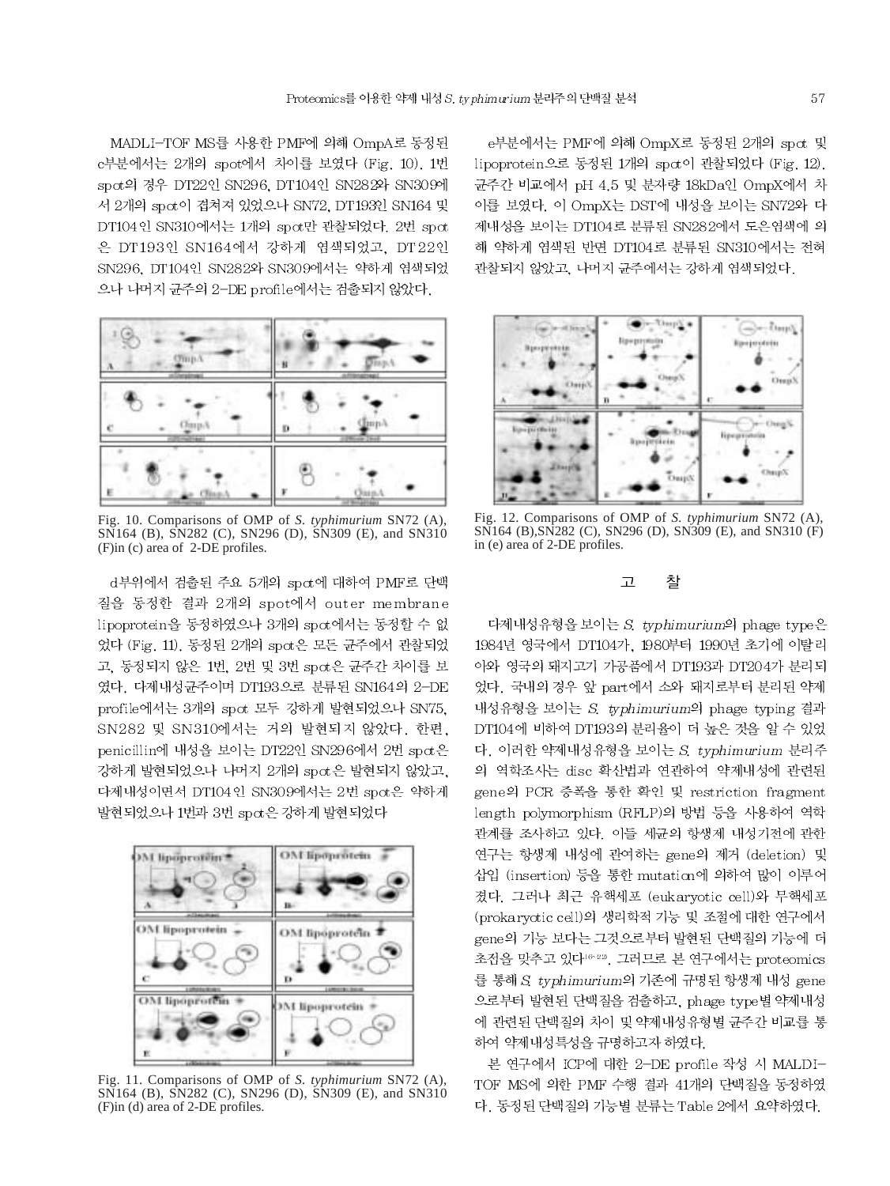MADLI-TOF MS를 사용한 PMF에 의해 OmpA로 동정된 c부분에서는 2개의 spot에서 차이를 보였다 (Fig. 10). 1번 spot의 경우 DT22인 SN296, DT104인 SN282와 SN309에서 2개의 spot이 겹쳐져 있었으나 SN72, DT193인 SN164 및 DT104인 SN310에서는 1개의 spot만 관찰되었다. 2번 spot은 DT193인 SN164에서 강하게 염색되었고, DT22인 SN296, DT104인 SN282와 SN309에서는 약하게 염색되었으나 나머지 균주의 2-DE profile에서는 검출되지 않았다.

Fig. 10. Comparisons of OMP of *S. typhimurium* SN72 (A), SN164 (B), SN282 (C), SN296 (D), SN309 (E), and SN310 (F)in (c) area of 2-DE profiles.

d부위에서 검출된 주요 5개의 spot에 대하여 PMF로 단백질을 동정한 결과 2개의 spot에서 outer membrane lipoprotein을 동정하였으나 3개의 spot에서는 동정할 수 없었다 (Fig. 11). 동정된 2개의 spot은 모든 균주에서 관찰되었고, 동정되지 않은 1번, 2번 및 3번 spot은 균주간 차이를 보였다. 다제내성균주이며 DT193으로 분류된 SN164의 2-DE profile에서는 3개의 spot 모두 강하게 발현되었으나 SN75, SN282 및 SN310에서는 거의 발현되지 않았다. 한편, penicillin에 내성을 보이는 DT22인 SN296에서 2번 spot은 강하게 발현되었으나 나머지 2개의 spot은 발현되지 않았고, 다제내성이면서 DT104인 SN309에서는 2번 spot은 약하게 발현되었으나 1번과 3번 spot은 강하게 발현되었다

Fig. 11. Comparisons of OMP of *S. typhimurium* SN72 (A), SN164 (B), SN282 (C), SN296 (D), SN309 (E), and SN310 (F)in (d) area of 2-DE profiles.

e부분에서는 PMF에 의해 OmpX로 동정된 2개의 spot 및 lipoprotein으로 동정된 1개의 spot이 관찰되었다 (Fig. 12). 균주간 비교에서 pH 4.5 및 분자량 18kDa인 OmpX에서 차이를 보였다. 이 OmpX는 DST에 내성을 보이는 SN72와 다제내성을 보이는 DT104로 분류된 SN282에서 도은염색에 의해 약하게 염색된 반면 DT104로 분류된 SN310에서는 전혀 관찰되지 않았고, 나머지 균주에서는 강하게 염색되었다.

Fig. 12. Comparisons of OMP of *S. typhimurium* SN72 (A), SN164 (B),SN282 (C), SN296 (D), SN309 (E), and SN310 (F) in (e) area of 2-DE profiles.

## 고 찰

다제내성유형을 보이는 *S. typhimurium*의 phage type은 1984년 영국에서 DT104가, 1980부터 1990년 초기에 이탈리아와 영국의 돼지고기 가공품에서 DT193과 DT204가 분리되었다. 국내의 경우 앞 part에서 소와 돼지로부터 분리된 약제내성유형을 보이는 *S. typhimurium*의 phage typing 결과 DT104에 비하여 DT193의 분리율이 더 높은 것을 알 수 있었다. 이러한 약제내성유형을 보이는 *S. typhimurium* 분리주의 역학조사는 disc 확산법과 연관하여 약제내성에 관련된 gene의 PCR 증폭을 통한 확인 및 restriction fragment length polymorphism (RFLP)의 방법 등을 사용하여 역학관계를 조사하고 있다. 이들 세균의 항생제 내성기전에 관한 연구는 항생제 내성에 관여하는 gene의 제거 (deletion) 및 삽입 (insertion) 등을 통한 mutation에 의하여 많이 이루어졌다. 그러나 최근 유핵세포 (eukaryotic cell)와 무핵세포 (prokaryotic cell)의 생리학적 기능 및 조절에 대한 연구에서 gene의 기능 보다는 그것으로부터 발현된 단백질의 기능에 더 초점을 맞추고 있다[16-22]. 그러므로 본 연구에서는 proteomics를 통해 *S. typhimurium*의 기존에 규명된 항생제 내성 gene으로부터 발현된 단백질을 검출하고, phage type별 약제내성에 관련된 단백질의 차이 및 약제내성유형별 균주간 비교를 통하여 약제내성특성을 규명하고자 하였다.

본 연구에서 ICP에 대한 2-DE profile 작성 시 MALDI-TOF MS에 의한 PMF 수행 결과 41개의 단백질을 동정하였다. 동정된 단백질의 기능별 분류는 Table 2에서 요약하였다.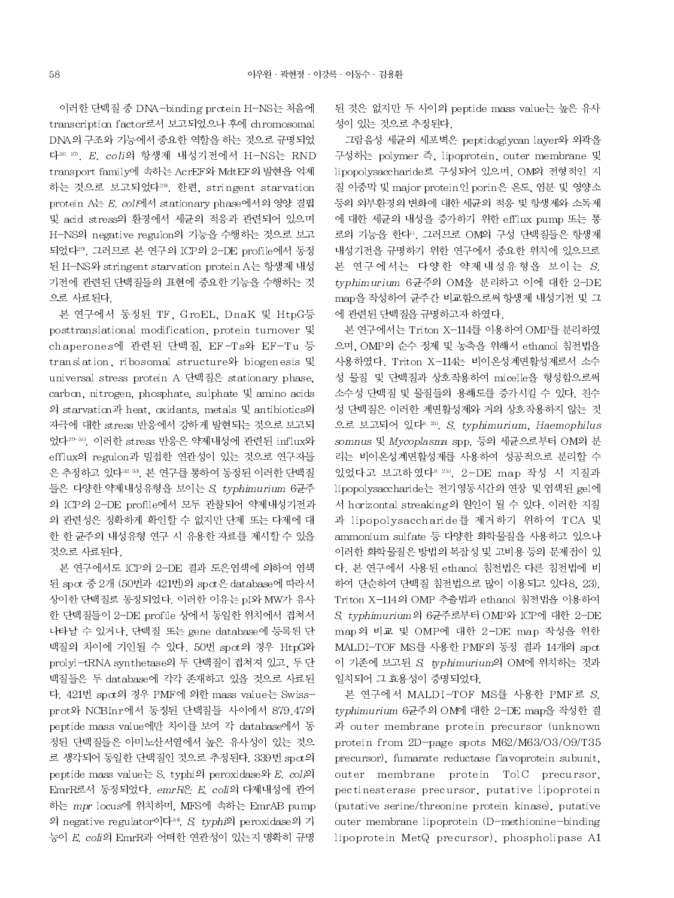이러한 단백질 중 DNA-binding protein H-NS는 처음에 transcription factor로서 보고되었으나 후에 chromosomal DNA의 구조와 기능에서 중요한 역할을 하는 것으로 규명되었다[26, 27]. *E. coli*의 항생제 내성기전에서 H-NS는 RND transport family에 속하는 AcrEF와 MdtEF의 발현을 억제하는 것으로 보고되었다[28]. 한편, stringent starvation protein A는 *E. coli*에서 stationary phase에서의 영양 결핍 및 acid stress의 환경에서 세균의 적응과 관련되어 있으며 H-NS의 negative regulon의 기능을 수행하는 것으로 보고되었다[29]. 그러므로 본 연구의 ICP의 2-DE profile에서 동정된 H-NS와 stringent starvation protein A는 항생제 내성기전에 관련된 단백질들의 표현에 중요한 기능을 수행하는 것으로 사료된다.

본 연구에서 동정된 TF, GroEL, DnaK 및 HtpG등 posttranslational modification, protein turnover 및 chaperones에 관련된 단백질, EF-Ts와 EF-Tu 등 translation, ribosomal structure와 biogenesis 및 universal stress protein A 단백질은 stationary phase, carbon, nitrogen, phosphate, sulphate 및 amino acids의 starvation과 heat, oxidants, metals 및 antibiotics의 자극에 대한 stress 반응에서 강하게 발현되는 것으로 보고되었다[29-30]. 이러한 stress 반응은 약제내성에 관련된 influx와 efflux의 regulon과 밀접한 연관성이 있는 것으로 연구자들은 추정하고 있다[32, 33]. 본 연구를 통하여 동정된 이러한 단백질들은 다양한 약제내성유형을 보이는 *S. typhimurium* 6균주의 ICP의 2-DE profile에서 모두 관찰되어 약제내성기전과의 관련성은 정확하게 확인할 수 없지만 단제 또는 다제에 대한 한 균주의 내성유형 연구 시 유용한 자료를 제시할 수 있을 것으로 사료된다.

본 연구에서도 ICP의 2-DE 결과 도은염색에 의하여 염색된 spot 중 2개 (50번과 421번)의 spot은 database에 따라서 상이한 단백질로 동정되었다. 이러한 이유는 pI와 MW가 유사한 단백질들이 2-DE profile 상에서 동일한 위치에서 겹쳐서 나타날 수 있거나, 단백질 또는 gene database에 등록된 단백질의 차이에 기인될 수 있다. 50번 spot의 경우 HtpG와 prolyl-tRNA synthetase의 두 단백질이 겹쳐져 있고, 두 단백질들은 두 database에 각각 존재하고 있을 것으로 사료된다. 421번 spot의 경우 PMF에 의한 mass value는 Swiss-prot와 NCBInr에서 동정된 단백질들 사이에서 879.47의 peptide mass value에만 차이를 보여 각 database에서 동정된 단백질들은 아미노산서열에서 높은 유사성이 있는 것으로 생각되어 동일한 단백질인 것으로 추정된다. 339번 spot의 peptide mass value는 S. typhi의 peroxidase와 *E. coli*의 EmrR로서 동정되었다. *emrR*은 *E. coli*의 다제내성에 관여하는 *mpr* locus에 위치하며, MFS에 속하는 EmrAB pump의 negative regulator이다[34]. *S. typhi*의 peroxidase의 기능이 *E. coli*의 EmrR과 어떠한 연관성이 있는지 명확히 규명된 것은 없지만 두 사이의 peptide mass value는 높은 유사성이 있는 것으로 추정된다.

그람음성 세균의 세포벽은 peptidoglycan layer와 외곽을 구성하는 polymer 즉, lipoprotein, outer membrane 및 lipopolysaccharide로 구성되어 있으며, OM의 전형적인 지질 이중막 및 major protein인 porin은 온도, 염분 및 영양소 등의 외부환경의 변화에 대한 세균의 적응 및 항생제와 소독제에 대한 세균의 내성을 증가하기 위한 efflux pump 또는 통로의 기능을 한다[1]. 그러므로 OM의 구성 단백질들은 항생제 내성기전을 규명하기 위한 연구에서 중요한 위치에 있으므로 본 연구에서는 다양한 약제내성유형을 보이는 *S. typhimurium* 6균주의 OM을 분리하고 이에 대한 2-DE map을 작성하여 균주간 비교함으로써 항생제 내성기전 및 그에 관련된 단백질을 규명하고자 하였다.

본 연구에서는 Triton X-114를 이용하여 OMP를 분리하였으며, OMP의 순수 정제 및 농축을 위해서 ethanol 침전법을 사용하였다. Triton X-114는 비이온성계면활성제로서 소수성 물질 및 단백질과 상호작용하여 micelle을 형성함으로써 소수성 단백질 및 물질들의 용해도를 증가시킬 수 있다. 친수성 단백질은 이러한 계면활성제와 거의 상호작용하지 않는 것으로 보고되어 있다[8, 20]. *S. typhimurium*, *Haemophilus somnus* 및 *Mycoplasma* spp. 등의 세균으로부터 OM의 분리는 비이온성계면활성제를 사용하여 성공적으로 분리할 수 있었다고 보고하였다[8, 23]. 2-DE map 작성 시 지질과 lipopolysaccharide는 전기영동시간의 연장 및 염색된 gel에서 horizontal streaking의 원인이 될 수 있다. 이러한 지질과 lipopolysaccharide를 제거하기 위하여 TCA 및 ammonium sulfate 등 다양한 화학물질을 사용하고 있으나 이러한 화학물질은 방법의 복잡성 및 고비용 등의 문제점이 있다. 본 연구에서 사용된 ethanol 침전법은 다른 침전법에 비하여 단순하여 단백질 침전법으로 많이 이용되고 있다8, 23). Triton X-114의 OMP 추출법과 ethanol 침전법을 이용하여 *S. typhimurium*의 6균주로부터 OMP와 ICP에 대한 2-DE map의 비교 및 OMP에 대한 2-DE map 작성을 위한 MALDI-TOF MS를 사용한 PMF의 동정 결과 14개의 spot이 기존에 보고된 *S. typhimurium*의 OM에 위치하는 것과 일치되어 그 효용성이 증명되었다.

본 연구에서 MALDI-TOF MS를 사용한 PMF로 *S. typhimurium* 6균주의 OM에 대한 2-DE map을 작성한 결과 outer membrane protein precursor (unknown protein from 2D-page spots M62/M63/O3/O9/T35 precursor), fumarate reductase flavoprotein subunit, outer membrane protein TolC precursor, pectinesterase precursor, putative lipoprotein (putative serine/threonine protein kinase), putative outer membrane lipoprotein (D-methionine-binding lipoprotein MetQ precursor), phospholipase A1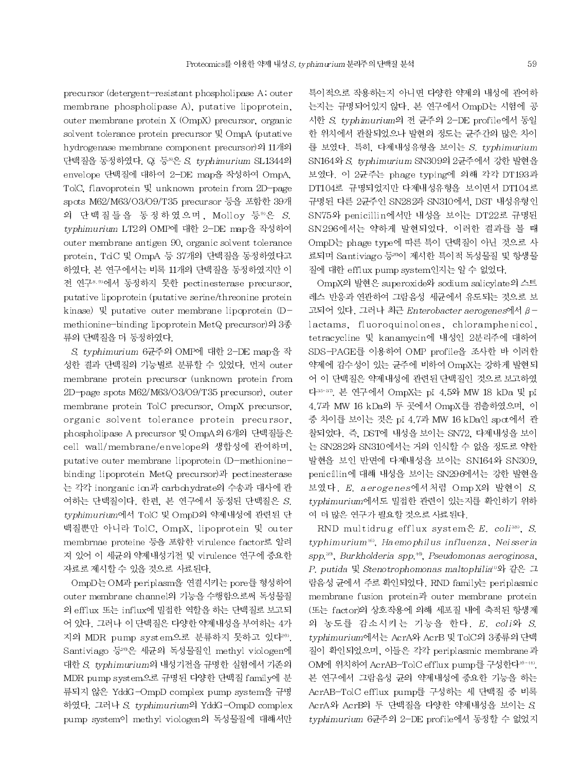precursor (detergent-resistant phospholipase A; outer membrane phospholipase A), putative lipoprotein, outer membrane protein X (OmpX) precursor, organic solvent tolerance protein precursor 및 OmpA (putative hydrogenase membrane component precursor)의 11개의 단백질을 동정하였다. Qi 등[8]은 *S. typhimurium* SL1344의 envelope 단백질에 대하여 2-DE map을 작성하여 OmpA, TolC, flavoprotein 및 unknown protein from 2D-page spots M62/M63/O3/O9/T35 precursor 등을 포함한 39개의 단백질들을 동정하였으며, Molloy 등[9]은 *S. typhimurium* LT2의 OMP에 대한 2-DE map을 작성하여 outer membrane antigen 90, organic solvent tolerance protein, TdC 및 OmpA 등 37개의 단백질을 동정하였다고 하였다. 본 연구에서는 비록 11개의 단백질을 동정하였지만 이전 연구[8,9]에서 동정하지 못한 pectinesterase precursor, putative lipoprotein (putative serine/threonine protein kinase) 및 putative outer membrane lipoprotein (D-methionine-binding lipoprotein MetQ precursor)의 3종류의 단백질을 더 동정하였다.

*S. typhimurium* 6균주의 OMP에 대한 2-DE map을 작성한 결과 단백질의 기능별로 분류할 수 있었다. 먼저 outer membrane protein precursor (unknown protein from 2D-page spots M62/M63/O3/O9/T35 precursor), outer membrane protein TolC precursor, OmpX precursor, organic solvent tolerance protein precursor, phospholipase A precursor 및 OmpA의 6개의 단백질들은 cell wall/membrane/envelope의 생합성에 관여하며, putative outer membrane lipoprotein (D-methionine-binding lipoprotein MetQ precursor)과 pectinesterase는 각각 inorganic ion과 carbohydrate의 수송과 대사에 관여하는 단백질이다. 한편, 본 연구에서 동정된 단백질은 *S. typhimurium*에서 TolC 및 OmpD의 약제내성에 관련된 단백질뿐만 아니라 TolC, OmpX, lipoprotein 및 outer membrnae proteine 등을 포함한 virulence factor로 알려져 있어 이 세균의 약제내성기전 및 virulence 연구에 중요한 자료로 제시할 수 있을 것으로 사료된다.

OmpD는 OM과 periplasm을 연결시키는 pore를 형성하여 outer membrane channel의 기능을 수행함으로써 독성물질의 efflux 또는 influx에 밀접한 역할을 하는 단백질로 보고되어 있다. 그러나 이 단백질은 다양한 약제내성을 부여하는 4가지의 MDR pump system으로 분류하지 못하고 있다[26]. Santiviago 등[26]은 세균의 독성물질인 methyl viologen에 대한 *S. typhimurium*의 내성기전을 규명한 실험에서 기존의 MDR pump system으로 규명된 다양한 단백질 family에 분류되지 않은 YddG-OmpD complex pump system을 규명하였다. 그러나 *S. typhimurium*의 YddG-OmpD complex pump system이 methyl viologen의 독성물질에 대해서만 특이적으로 작용하는지 아니면 다양한 약제의 내성에 관여하는지는 규명되어있지 않다. 본 연구에서 OmpD는 시험에 공시한 *S. typhimurium*의 전 균주의 2-DE profile에서 동일한 위치에서 관찰되었으나 발현의 정도는 균주간의 많은 차이를 보였다. 특히, 다제내성유형을 보이는 *S. typhimurium* SN164와 *S. typhimurium* SN309의 2균주에서 강한 발현을 보였다. 이 2균주는 phage typing에 의해 각각 DT193과 DT104로 규명되었지만 다제내성유형을 보이면서 DT104로 규명된 다른 2균주인 SN282과 SN310에서, DST 내성유형인 SN75와 penicillin에서만 내성을 보이는 DT22로 규명된 SN296에서는 약하게 발현되었다. 이러한 결과를 볼 때 OmpD는 phage type에 따른 특이 단백질이 아닌 것으로 사료되며 Santiviago 등[26]이 제시한 특이적 독성물질 및 항생물질에 대한 efflux pump system인지는 알 수 없었다.

OmpX의 발현은 superoxide와 sodium salicylate의 스트레스 반응과 연관하여 그람음성 세균에서 유도되는 것으로 보고되어 있다. 그러나 최근 *Enterobacter aerogenes*에서 β-lactams, fluoroquinolones, chloramphenicol, tetracycline 및 kanamycin에 내성인 2분리주에 대하여 SDS-PAGE를 이용하여 OMP profile을 조사한 바 이러한 약제에 감수성이 있는 균주에 비하여 OmpX는 강하게 발현되어 이 단백질은 약제내성에 관련된 단백질인 것으로 보고하였다[35-37]. 본 연구에서 OmpX는 pI 4.5와 MW 18 kDa 및 pI 4.7과 MW 16 kDa의 두 곳에서 OmpX를 검출하였으며, 이 중 차이를 보이는 것은 pI 4.7과 MW 16 kDa인 spot에서 관찰되었다. 즉, DST에 내성을 보이는 SN72, 다제내성을 보이는 SN282와 SN310에서는 거의 인식할 수 없을 정도로 약한 발현을 보인 반면에 다제내성을 보이는 SN164와 SN309, penicillin에 대해 내성을 보이는 SN296에서는 강한 발현을 보였다. *E. aerogenes*에서처럼 OmpX의 발현이 *S. typhimurium*에서도 밀접한 관련이 있는지를 확인하기 위하여 더 많은 연구가 필요할 것으로 사료된다.

RND multidrug efflux system은 *E. coli*[38], *S. typhimurium*[16], *Haemophilus influenza*, *Neisseria spp.*[39], *Burkholderia spp.*[40], *Pseudomonas aeroginosa*, *P. putida* 및 *Stenotrophomonas maltophilia*[41]와 같은 그람음성 균에서 주로 확인되었다. RND family는 periplasmic membrane fusion protein과 outer membrane protein (또는 factor)의 상호작용에 의해 세포질 내에 축적된 항생제의 농도를 감소시키는 기능을 한다. *E. coli*와 *S. typhimurium*에서는 AcrA와 AcrB 및 TolC의 3종류의 단백질이 확인되었으며, 이들은 각각 periplasmic membrane과 OM에 위치하여 AcrAB-TolC efflux pump를 구성한다[10-14]. 본 연구에서 그람음성 균의 약제내성에 중요한 기능을 하는 AcrAB-TolC efflux pump를 구성하는 세 단백질 중 비록 AcrA와 AcrB의 두 단백질을 다양한 약제내성을 보이는 *S. typhimurium* 6균주의 2-DE profile에서 동정할 수 없었지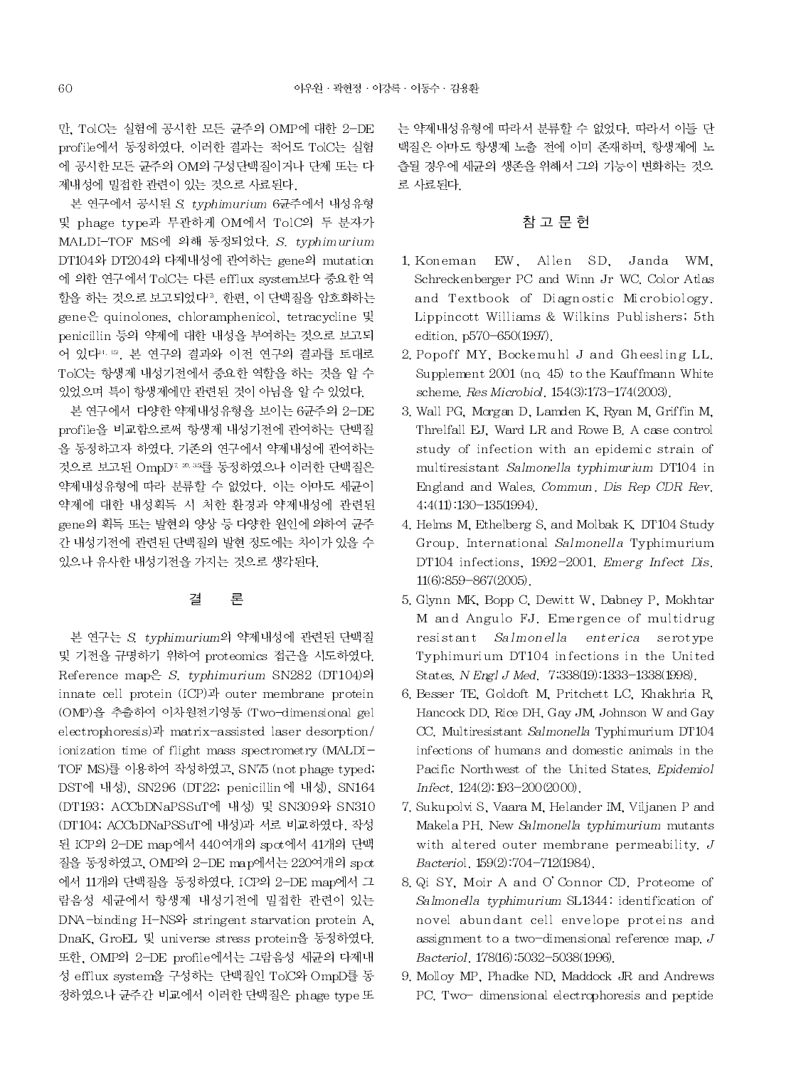만, TolC는 실험에 공시한 모든 균주의 OMP에 대한 2-DE profile에서 동정하였다. 이러한 결과는 적어도 TolC는 실험에 공시한 모든 균주의 OM의 구성단백질이거나 단제 또는 다제내성에 밀접한 관련이 있는 것으로 사료된다.

본 연구에서 공시된 *S. typhimurium* 6균주에서 내성유형 및 phage type과 무관하게 OM에서 TolC의 두 분자가 MALDI-TOF MS에 의해 동정되었다. *S. typhimurium* DT104와 DT204의 다제내성에 관여하는 gene의 mutation에 의한 연구에서 TolC는 다른 efflux system보다 중요한 역할을 하는 것으로 보고되었다[3]. 한편, 이 단백질을 암호화하는 gene은 quinolones, chloramphenicol, tetracycline 및 penicillin 등의 약제에 대한 내성을 부여하는 것으로 보고되어 있다[14, 15]. 본 연구의 결과와 이전 연구의 결과를 토대로 TolC는 항생제 내성기전에서 중요한 역할을 하는 것을 알 수 있었으며 특이 항생제에만 관련된 것이 아님을 알 수 있었다.

본 연구에서 다양한 약제내성유형을 보이는 6균주의 2-DE profile을 비교함으로써 항생제 내성기전에 관여하는 단백질을 동정하고자 하였다. 기존의 연구에서 약제내성에 관여하는 것으로 보고된 OmpD[7, 30, 33]를 동정하였으나 이러한 단백질은 약제내성유형에 따라 분류할 수 없었다. 이는 아마도 세균이 약제에 대한 내성획득 시 처한 환경과 약제내성에 관련된 gene의 획득 또는 발현의 양상 등 다양한 원인에 의하여 균주간 내성기전에 관련된 단백질의 발현 정도에는 차이가 있을 수 있으나 유사한 내성기전을 가지는 것으로 생각된다.

## 결 론

본 연구는 *S. typhimurium*의 약제내성에 관련된 단백질 및 기전을 규명하기 위하여 proteomics 접근을 시도하였다. Reference map은 *S. typhimurium* SN282 (DT104)의 innate cell protein (ICP)과 outer membrane protein (OMP)을 추출하여 이차원전기영동 (Two-dimensional gel electrophoresis)과 matrix-assisted laser desorption/ionization time of flight mass spectrometry (MALDI-TOF MS)를 이용하여 작성하였고, SN75 (not phage typed; DST에 내성), SN296 (DT22; penicillin에 내성), SN164 (DT193; ACCbDNaPSSuT에 내성) 및 SN309와 SN310 (DT104; ACCbDNaPSSuT에 내성)과 서로 비교하였다. 작성된 ICP의 2-DE map에서 440여개의 spot에서 41개의 단백질을 동정하였고, OMP의 2-DE map에서는 220여개의 spot에서 11개의 단백질을 동정하였다. ICP의 2-DE map에서 그람음성 세균에서 항생제 내성기전에 밀접한 관련이 있는 DNA-binding H-NS와 stringent starvation protein A, DnaK, GroEL 및 universe stress protein을 동정하였다. 또한, OMP의 2-DE profile에서는 그람음성 세균의 다제내성 efflux system을 구성하는 단백질인 TolC와 OmpD를 동정하였으나 균주간 비교에서 이러한 단백질은 phage type 또는 약제내성유형에 따라서 분류할 수 없었다. 따라서 이들 단백질은 아마도 항생제 노출 전에 이미 존재하며, 항생제에 노출될 경우에 세균의 생존을 위해서 그의 기능이 변화하는 것으로 사료된다.

## 참 고 문 헌

1. Koneman EW, Allen SD, Janda WM, Schreckenberger PC and Winn Jr WC. Color Atlas and Textbook of Diagnostic Microbiology. Lippincott Williams & Wilkins Publishers; 5th edition. p570-650(1997).
2. Popoff MY, Bockemuhl J and Gheesling LL. Supplement 2001 (no. 45) to the Kauffmann White scheme. *Res Microbiol*. 154(3):173-174(2003).
3. Wall PG, Morgan D, Lamden K, Ryan M, Griffin M, Threlfall EJ, Ward LR and Rowe B. A case control study of infection with an epidemic strain of multiresistant *Salmonella typhimurium* DT104 in England and Wales. *Commun. Dis Rep CDR Rev*. 4;4(11):130-135(1994).
4. Helms M, Ethelberg S, and Molbak K. DT104 Study Group. International *Salmonella* Typhimurium DT104 infections, 1992-2001. *Emerg Infect Dis*. 11(6):859-867(2005).
5. Glynn MK, Bopp C, Dewitt W, Dabney P, Mokhtar M and Angulo FJ. Emergence of multidrug resistant *Salmonella enterica* serotype Typhimurium DT104 infections in the United States. *N Engl J Med*. 7;338(19):1333-1338(1998).
6. Besser TE, Goldoft M, Pritchett LC, Khakhria R, Hancock DD, Rice DH, Gay JM, Johnson W and Gay CC. Multiresistant *Salmonella* Typhimurium DT104 infections of humans and domestic animals in the Pacific Northwest of the United States. *Epidemiol Infect*. 124(2):193-200(2000).
7. Sukupolvi S, Vaara M, Helander IM, Viljanen P and Makela PH. New *Salmonella typhimurium* mutants with altered outer membrane permeability. *J Bacteriol*. 159(2):704-712(1984).
8. Qi SY, Moir A and O'Connor CD. Proteome of *Salmonella typhimurium* SL1344: identification of novel abundant cell envelope proteins and assignment to a two-dimensional reference map. *J Bacteriol*. 178(16):5032-5038(1996).
9. Molloy MP, Phadke ND, Maddock JR and Andrews PC. Two- dimensional electrophoresis and peptide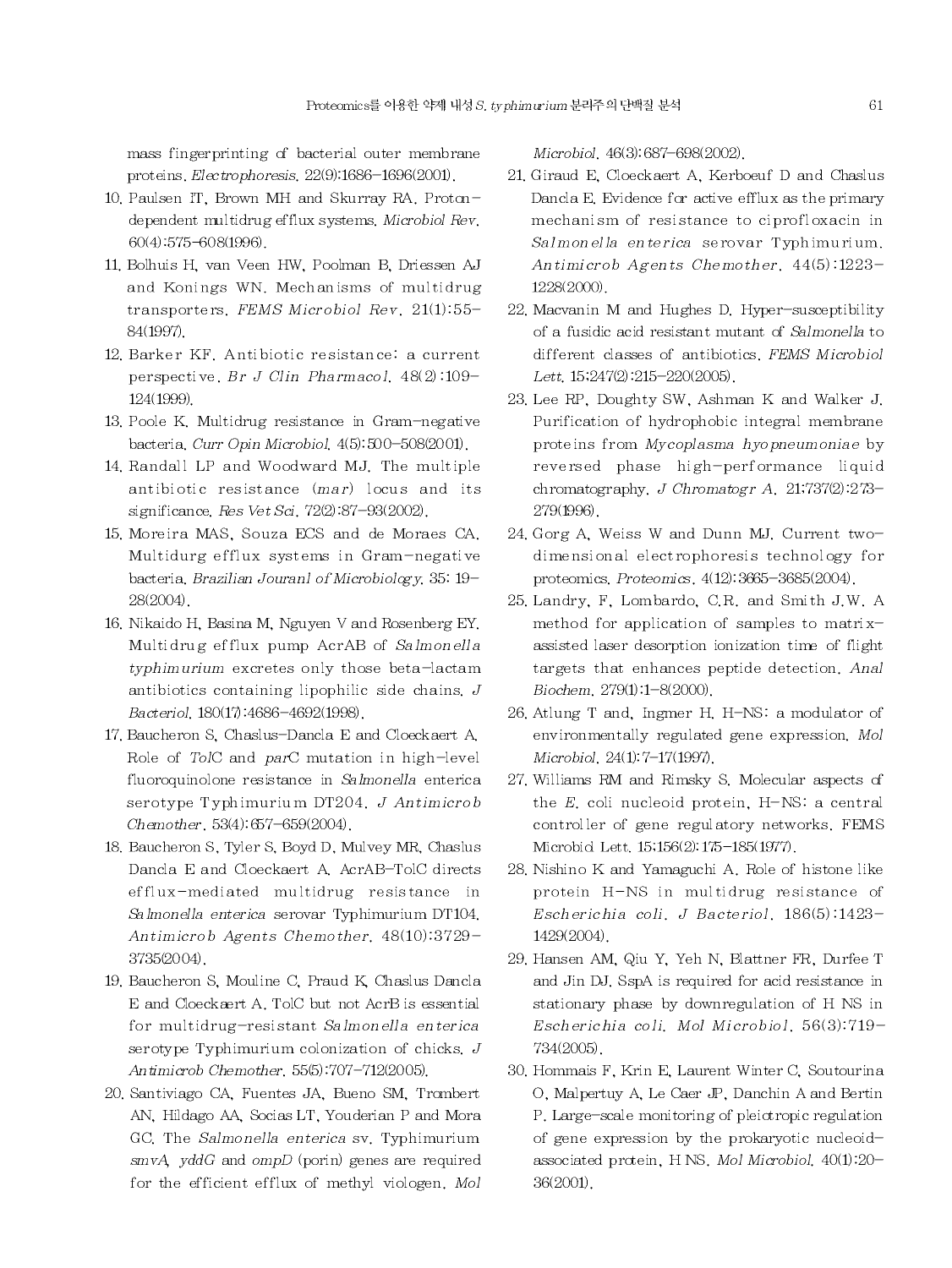mass fingerprinting of bacterial outer membrane proteins. *Electrophoresis*. 22(9):1686–1696(2001).

10. Paulsen IT, Brown MH and Skurray RA. Proton-dependent multidrug efflux systems. *Microbiol Rev*. 60(4):575–608(1996).
11. Bolhuis H, van Veen HW, Poolman B, Driessen AJ and Konings WN. Mechanisms of multidrug transporters. *FEMS Microbiol Rev*. 21(1):55–84(1997).
12. Barker KF. Antibiotic resistance: a current perspective. *Br J Clin Pharmacol*. 48(2):109–124(1999).
13. Poole K. Multidrug resistance in Gram-negative bacteria. *Curr Opin Microbiol*. 4(5):500–508(2001).
14. Randall LP and Woodward MJ. The multiple antibiotic resistance (*mar*) locus and its significance. *Res Vet Sci*. 72(2):87–93(2002).
15. Moreira MAS, Souza ECS and de Moraes CA. Multidurg efflux systems in Gram-negative bacteria. *Brazilian Jouranl of Microbiology*. 35: 19–28(2004).
16. Nikaido H, Basina M, Nguyen V and Rosenberg EY. Multidrug efflux pump AcrAB of *Salmonella typhimurium* excretes only those beta-lactam antibiotics containing lipophilic side chains. *J Bacteriol*. 180(17):4686–4692(1998).
17. Baucheron S, Chaslus-Dancla E and Cloeckaert A. Role of *TolC* and *parC* mutation in high-level fluoroquinolone resistance in *Salmonella* enterica serotype Typhimurium DT204. *J Antimicrob Chemother*. 53(4):657–659(2004).
18. Baucheron S, Tyler S, Boyd D, Mulvey MR, Chaslus Dancla E and Cloeckaert A. AcrAB-TolC directs efflux-mediated multidrug resistance in *Salmonella enterica* serovar Typhimurium DT104. *Antimicrob Agents Chemother*. 48(10):3729–3735(2004).
19. Baucheron S, Mouline C, Praud K, Chaslus Dancla E and Cloeckaert A. TolC but not AcrB is essential for multidrug-resistant *Salmonella enterica* serotype Typhimurium colonization of chicks. *J Antimicrob Chemother*. 55(5):707–712(2005).
20. Santiviago CA, Fuentes JA, Bueno SM, Trombert AN, Hildago AA, Socias LT, Youderian P and Mora GC. The *Salmonella enterica* sv. Typhimurium *smvA*, *yddG* and *ompD* (porin) genes are required for the efficient efflux of methyl viologen. *Mol Microbiol*. 46(3):687–698(2002).
21. Giraud E, Cloeckaert A, Kerboeuf D and Chaslus Dancla E. Evidence for active efflux as the primary mechanism of resistance to ciprofloxacin in *Salmonella enterica* serovar Typhimurium. *Antimicrob Agents Chemother*. 44(5):1223–1228(2000).
22. Macvanin M and Hughes D. Hyper-susceptibility of a fusidic acid resistant mutant of *Salmonella* to different classes of antibiotics. *FEMS Microbiol Lett*. 15;247(2):215–220(2005).
23. Lee RP, Doughty SW, Ashman K and Walker J. Purification of hydrophobic integral membrane proteins from *Mycoplasma hyopneumoniae* by reversed phase high-performance liquid chromatography. *J Chromatogr A*. 21;737(2):273–279(1996).
24. Gorg A, Weiss W and Dunn MJ. Current two-dimensional electrophoresis technology for proteomics. *Proteomics*. 4(12):3665–3685(2004).
25. Landry, F, Lombardo, C.R. and Smith J.W. A method for application of samples to matrix-assisted laser desorption ionization time of flight targets that enhances peptide detection. *Anal Biochem*. 279(1):1–8(2000).
26. Atlung T and, Ingmer H. H-NS: a modulator of environmentally regulated gene expression. *Mol Microbiol*. 24(1):7–17(1997).
27. Williams RM and Rimsky S. Molecular aspects of the *E. coli* nucleoid protein, H-NS: a central controller of gene regulatory networks. FEMS Microbiol Lett. 15;156(2):175–185(1977).
28. Nishino K and Yamaguchi A. Role of histone like protein H-NS in multidrug resistance of *Escherichia coli*. *J Bacteriol*. 186(5):1423–1429(2004).
29. Hansen AM, Qiu Y, Yeh N, Blattner FR, Durfee T and Jin DJ. SspA is required for acid resistance in stationary phase by downregulation of H NS in *Escherichia coli*. *Mol Microbiol*. 56(3):719–734(2005).
30. Hommais F, Krin E, Laurent Winter C, Soutourina O, Malpertuy A, Le Caer JP, Danchin A and Bertin P. Large-scale monitoring of pleiotropic regulation of gene expression by the prokaryotic nucleoid-associated protein, H NS. *Mol Microbiol*. 40(1):20–36(2001).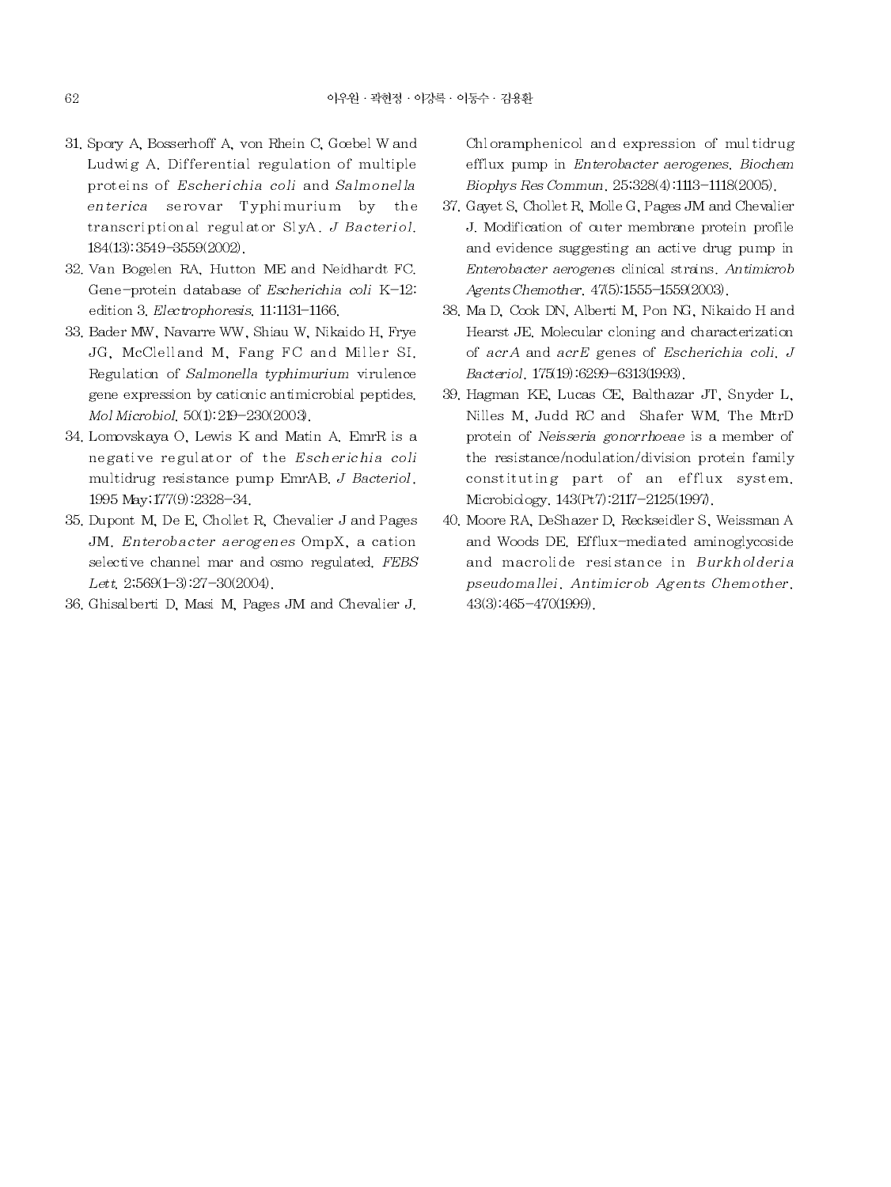31. Spory A, Bosserhoff A, von Rhein C, Goebel W and Ludwig A. Differential regulation of multiple proteins of *Escherichia coli* and *Salmonella enterica* serovar Typhimurium by the transcriptional regulator SlyA. *J Bacteriol*. 184(13):3549–3559(2002).
32. Van Bogelen RA, Hutton ME and Neidhardt FC. Gene-protein database of *Escherichia coli* K-12: edition 3. *Electrophoresis*. 11:1131–1166.
33. Bader MW, Navarre WW, Shiau W, Nikaido H, Frye JG, McClelland M, Fang FC and Miller SI. Regulation of *Salmonella typhimurium* virulence gene expression by cationic antimicrobial peptides. *Mol Microbiol*. 50(1):219–230(2003).
34. Lomovskaya O, Lewis K and Matin A. EmrR is a negative regulator of the *Escherichia coli* multidrug resistance pump EmrAB. *J Bacteriol*. 1995 May;177(9):2328–34.
35. Dupont M, De E, Chollet R, Chevalier J and Pages JM. *Enterobacter aerogenes* OmpX, a cation selective channel mar and osmo regulated. *FEBS Lett*. 2;569(1–3):27–30(2004).
36. Ghisalberti D, Masi M, Pages JM and Chevalier J. Chloramphenicol and expression of multidrug efflux pump in *Enterobacter aerogenes*. *Biochem Biophys Res Commun*. 25;328(4):1113–1118(2005).
37. Gayet S, Chollet R, Molle G, Pages JM and Chevalier J. Modification of outer membrane protein profile and evidence suggesting an active drug pump in *Enterobacter aerogenes* clinical strains. *Antimicrob Agents Chemother*. 47(5):1555–1559(2003).
38. Ma D, Cook DN, Alberti M, Pon NG, Nikaido H and Hearst JE. Molecular cloning and characterization of *acrA* and *acrE* genes of *Escherichia coli*. *J Bacteriol*. 175(19):6299–6313(1993).
39. Hagman KE, Lucas CE, Balthazar JT, Snyder L, Nilles M, Judd RC and Shafer WM. The MtrD protein of *Neisseria gonorrhoeae* is a member of the resistance/nodulation/division protein family constituting part of an efflux system. Microbiology. 143(Pt7):2117–2125(1997).
40. Moore RA, DeShazer D, Reckseidler S, Weissman A and Woods DE. Efflux-mediated aminoglycoside and macrolide resistance in *Burkholderia pseudomallei*. *Antimicrob Agents Chemother*. 43(3):465–470(1999).